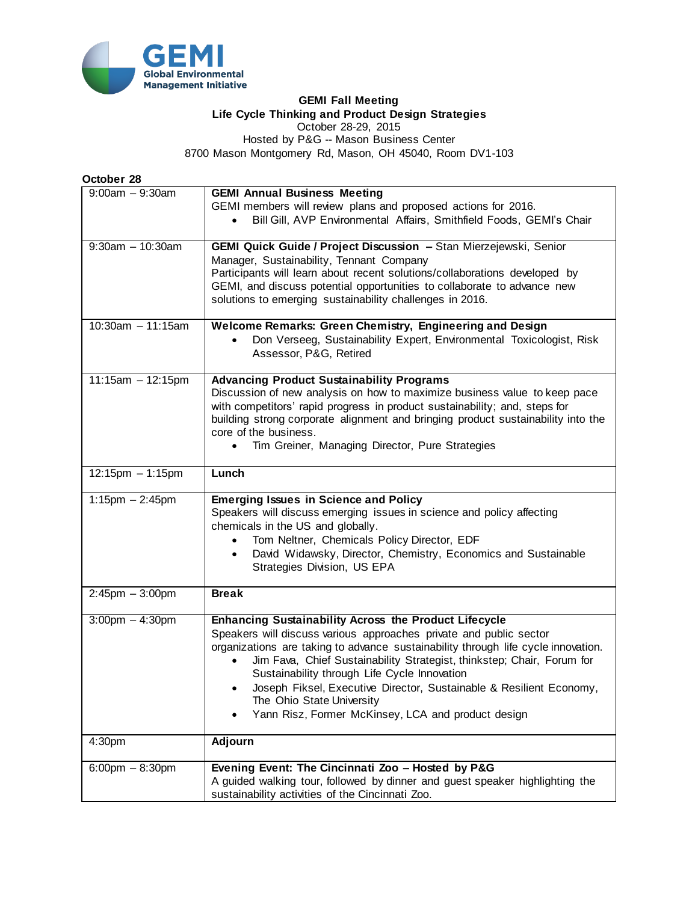GEMI Global Environmental Management Initiative

**GEMI Fall Meeting**
**Life Cycle Thinking and Product Design Strategies**
October 28-29, 2015
Hosted by P&G -- Mason Business Center
8700 Mason Montgomery Rd, Mason, OH 45040, Room DV1-103

**October 28**

| Time | Session |
| --- | --- |
| 9:00am – 9:30am | **GEMI Annual Business Meeting**<br>GEMI members will review plans and proposed actions for 2016.<br>• Bill Gill, AVP Environmental Affairs, Smithfield Foods, GEMI's Chair |
| 9:30am – 10:30am | **GEMI Quick Guide / Project Discussion** – Stan Mierzejewski, Senior Manager, Sustainability, Tennant Company<br>Participants will learn about recent solutions/collaborations developed by GEMI, and discuss potential opportunities to collaborate to advance new solutions to emerging sustainability challenges in 2016. |
| 10:30am – 11:15am | **Welcome Remarks: Green Chemistry, Engineering and Design**<br>• Don Verseeg, Sustainability Expert, Environmental Toxicologist, Risk Assessor, P&G, Retired |
| 11:15am – 12:15pm | **Advancing Product Sustainability Programs**<br>Discussion of new analysis on how to maximize business value to keep pace with competitors' rapid progress in product sustainability; and, steps for building strong corporate alignment and bringing product sustainability into the core of the business.<br>• Tim Greiner, Managing Director, Pure Strategies |
| 12:15pm – 1:15pm | **Lunch** |
| 1:15pm – 2:45pm | **Emerging Issues in Science and Policy**<br>Speakers will discuss emerging issues in science and policy affecting chemicals in the US and globally.<br>• Tom Neltner, Chemicals Policy Director, EDF<br>• David Widawsky, Director, Chemistry, Economics and Sustainable Strategies Division, US EPA |
| 2:45pm – 3:00pm | **Break** |
| 3:00pm – 4:30pm | **Enhancing Sustainability Across the Product Lifecycle**<br>Speakers will discuss various approaches private and public sector organizations are taking to advance sustainability through life cycle innovation.<br>• Jim Fava, Chief Sustainability Strategist, thinkstep; Chair, Forum for Sustainability through Life Cycle Innovation<br>• Joseph Fiksel, Executive Director, Sustainable & Resilient Economy, The Ohio State University<br>• Yann Risz, Former McKinsey, LCA and product design |
| 4:30pm | **Adjourn** |
| 6:00pm – 8:30pm | **Evening Event: The Cincinnati Zoo – Hosted by P&G**<br>A guided walking tour, followed by dinner and guest speaker highlighting the sustainability activities of the Cincinnati Zoo. |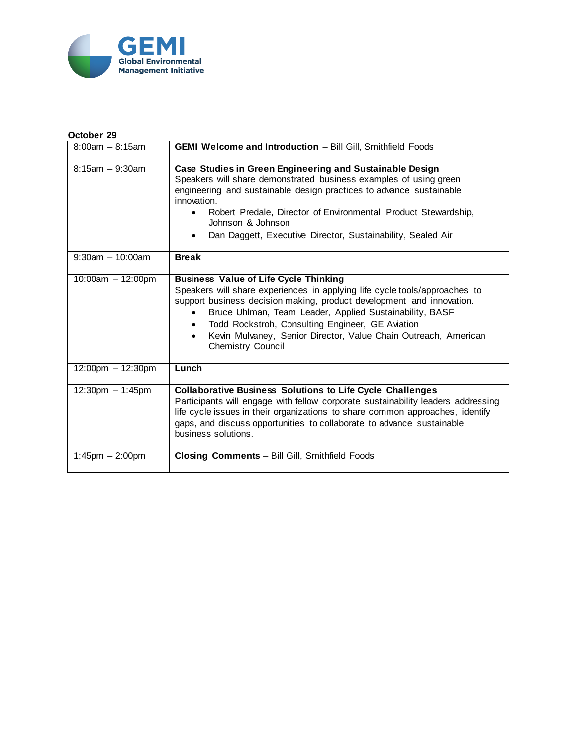**October 29**

| | |
|---|---|
| 8:00am – 8:15am | **GEMI Welcome and Introduction** – Bill Gill, Smithfield Foods |
| 8:15am – 9:30am | **Case Studies in Green Engineering and Sustainable Design**<br>Speakers will share demonstrated business examples of using green engineering and sustainable design practices to advance sustainable innovation.<br>• Robert Predale, Director of Environmental Product Stewardship, Johnson & Johnson<br>• Dan Daggett, Executive Director, Sustainability, Sealed Air |
| 9:30am – 10:00am | **Break** |
| 10:00am – 12:00pm | **Business Value of Life Cycle Thinking**<br>Speakers will share experiences in applying life cycle tools/approaches to support business decision making, product development and innovation.<br>• Bruce Uhlman, Team Leader, Applied Sustainability, BASF<br>• Todd Rockstroh, Consulting Engineer, GE Aviation<br>• Kevin Mulvaney, Senior Director, Value Chain Outreach, American Chemistry Council |
| 12:00pm – 12:30pm | **Lunch** |
| 12:30pm – 1:45pm | **Collaborative Business Solutions to Life Cycle Challenges**<br>Participants will engage with fellow corporate sustainability leaders addressing life cycle issues in their organizations to share common approaches, identify gaps, and discuss opportunities to collaborate to advance sustainable business solutions. |
| 1:45pm – 2:00pm | **Closing Comments** – Bill Gill, Smithfield Foods |